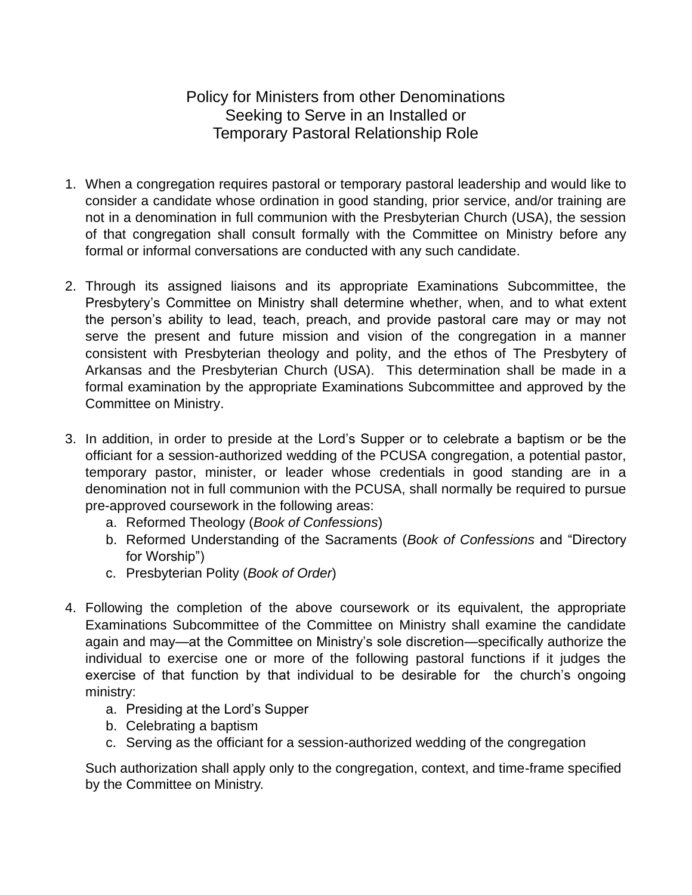# Policy for Ministers from other Denominations Seeking to Serve in an Installed or Temporary Pastoral Relationship Role

1. When a congregation requires pastoral or temporary pastoral leadership and would like to consider a candidate whose ordination in good standing, prior service, and/or training are not in a denomination in full communion with the Presbyterian Church (USA), the session of that congregation shall consult formally with the Committee on Ministry before any formal or informal conversations are conducted with any such candidate.

2. Through its assigned liaisons and its appropriate Examinations Subcommittee, the Presbytery's Committee on Ministry shall determine whether, when, and to what extent the person's ability to lead, teach, preach, and provide pastoral care may or may not serve the present and future mission and vision of the congregation in a manner consistent with Presbyterian theology and polity, and the ethos of The Presbytery of Arkansas and the Presbyterian Church (USA). This determination shall be made in a formal examination by the appropriate Examinations Subcommittee and approved by the Committee on Ministry.

3. In addition, in order to preside at the Lord's Supper or to celebrate a baptism or be the officiant for a session-authorized wedding of the PCUSA congregation, a potential pastor, temporary pastor, minister, or leader whose credentials in good standing are in a denomination not in full communion with the PCUSA, shall normally be required to pursue pre-approved coursework in the following areas:
   a. Reformed Theology (*Book of Confessions*)
   b. Reformed Understanding of the Sacraments (*Book of Confessions* and "Directory for Worship")
   c. Presbyterian Polity (*Book of Order*)

4. Following the completion of the above coursework or its equivalent, the appropriate Examinations Subcommittee of the Committee on Ministry shall examine the candidate again and may—at the Committee on Ministry's sole discretion—specifically authorize the individual to exercise one or more of the following pastoral functions if it judges the exercise of that function by that individual to be desirable for the church's ongoing ministry:
   a. Presiding at the Lord's Supper
   b. Celebrating a baptism
   c. Serving as the officiant for a session-authorized wedding of the congregation

   Such authorization shall apply only to the congregation, context, and time-frame specified by the Committee on Ministry.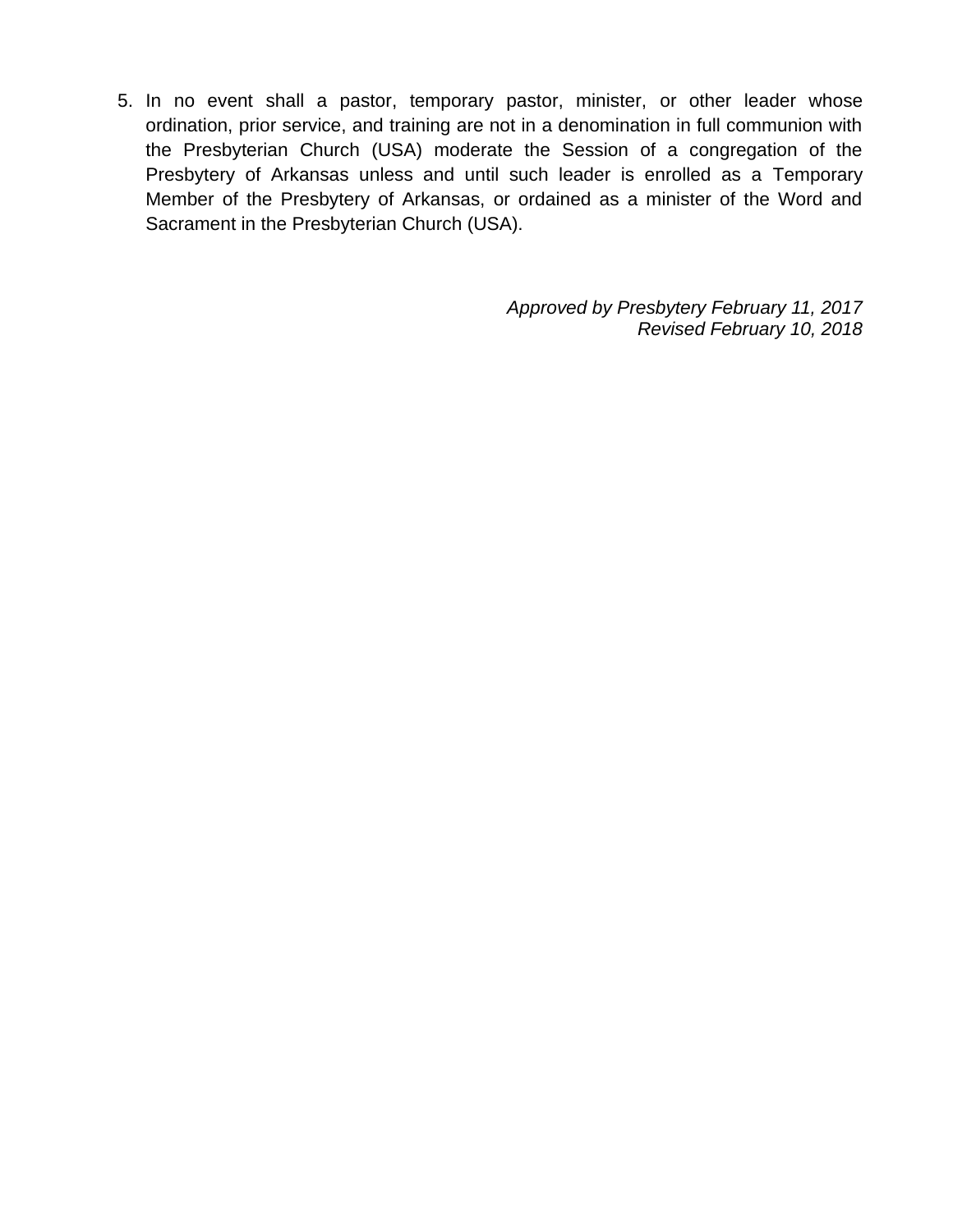5. In no event shall a pastor, temporary pastor, minister, or other leader whose ordination, prior service, and training are not in a denomination in full communion with the Presbyterian Church (USA) moderate the Session of a congregation of the Presbytery of Arkansas unless and until such leader is enrolled as a Temporary Member of the Presbytery of Arkansas, or ordained as a minister of the Word and Sacrament in the Presbyterian Church (USA).

*Approved by Presbytery February 11, 2017*
*Revised February 10, 2018*